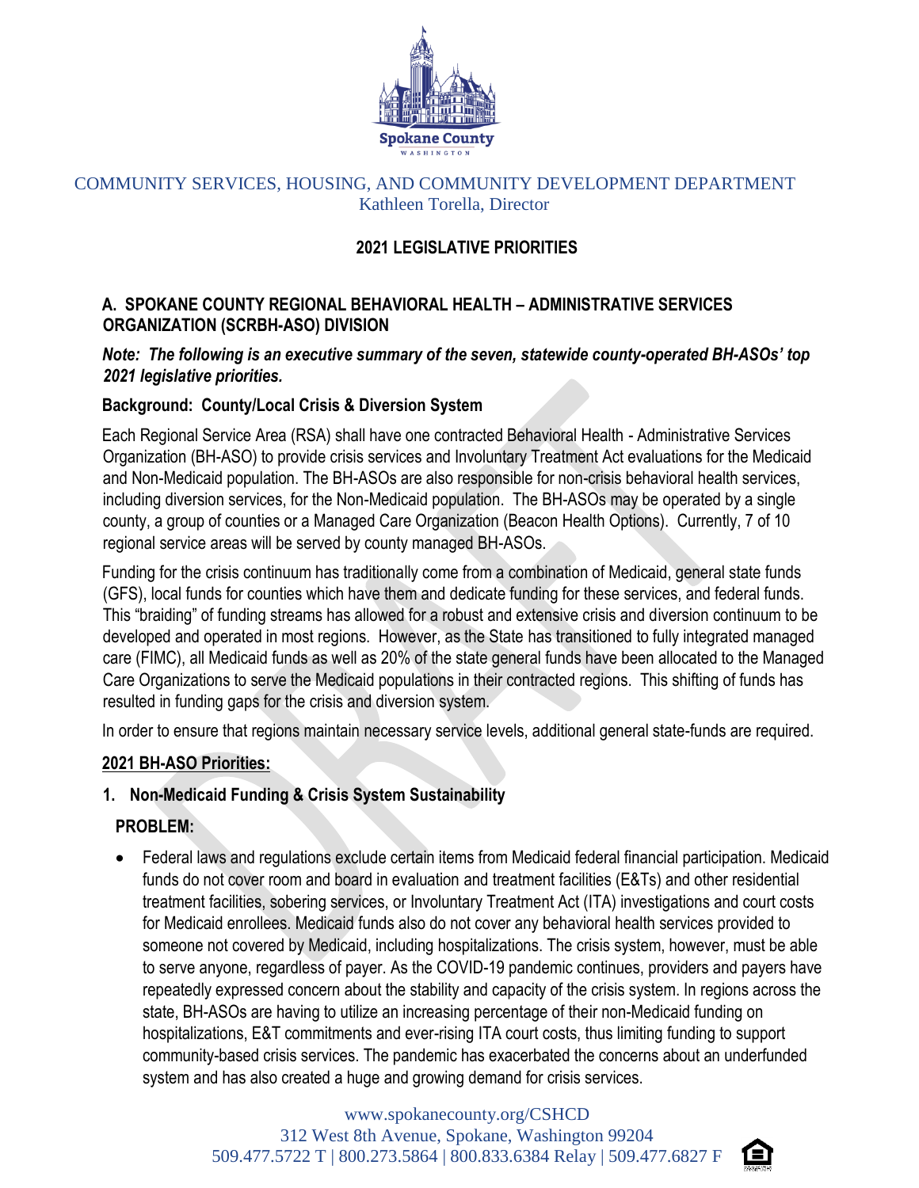COMMUNITY SERVICES, HOUSING, AND COMMUNITY DEVELOPMENT DEPARTMENT
Kathleen Torella, Director

# 2021 LEGISLATIVE PRIORITIES

## A. SPOKANE COUNTY REGIONAL BEHAVIORAL HEALTH – ADMINISTRATIVE SERVICES ORGANIZATION (SCRBH-ASO) DIVISION

***Note: The following is an executive summary of the seven, statewide county-operated BH-ASOs' top 2021 legislative priorities.***

### Background: County/Local Crisis & Diversion System

Each Regional Service Area (RSA) shall have one contracted Behavioral Health - Administrative Services Organization (BH-ASO) to provide crisis services and Involuntary Treatment Act evaluations for the Medicaid and Non-Medicaid population. The BH-ASOs are also responsible for non-crisis behavioral health services, including diversion services, for the Non-Medicaid population. The BH-ASOs may be operated by a single county, a group of counties or a Managed Care Organization (Beacon Health Options). Currently, 7 of 10 regional service areas will be served by county managed BH-ASOs.

Funding for the crisis continuum has traditionally come from a combination of Medicaid, general state funds (GFS), local funds for counties which have them and dedicate funding for these services, and federal funds. This "braiding" of funding streams has allowed for a robust and extensive crisis and diversion continuum to be developed and operated in most regions. However, as the State has transitioned to fully integrated managed care (FIMC), all Medicaid funds as well as 20% of the state general funds have been allocated to the Managed Care Organizations to serve the Medicaid populations in their contracted regions. This shifting of funds has resulted in funding gaps for the crisis and diversion system.

In order to ensure that regions maintain necessary service levels, additional general state-funds are required.

### 2021 BH-ASO Priorities:

### 1. Non-Medicaid Funding & Crisis System Sustainability

**PROBLEM:**

- Federal laws and regulations exclude certain items from Medicaid federal financial participation. Medicaid funds do not cover room and board in evaluation and treatment facilities (E&Ts) and other residential treatment facilities, sobering services, or Involuntary Treatment Act (ITA) investigations and court costs for Medicaid enrollees. Medicaid funds also do not cover any behavioral health services provided to someone not covered by Medicaid, including hospitalizations. The crisis system, however, must be able to serve anyone, regardless of payer. As the COVID-19 pandemic continues, providers and payers have repeatedly expressed concern about the stability and capacity of the crisis system. In regions across the state, BH-ASOs are having to utilize an increasing percentage of their non-Medicaid funding on hospitalizations, E&T commitments and ever-rising ITA court costs, thus limiting funding to support community-based crisis services. The pandemic has exacerbated the concerns about an underfunded system and has also created a huge and growing demand for crisis services.

www.spokanecounty.org/CSHCD
312 West 8th Avenue, Spokane, Washington 99204
509.477.5722 T | 800.273.5864 | 800.833.6384 Relay | 509.477.6827 F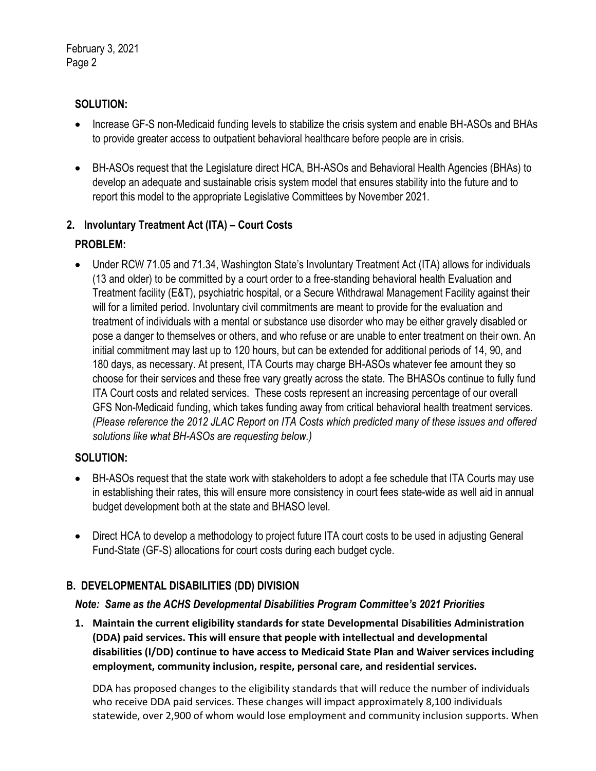**SOLUTION:**

- Increase GF-S non-Medicaid funding levels to stabilize the crisis system and enable BH-ASOs and BHAs to provide greater access to outpatient behavioral healthcare before people are in crisis.

- BH-ASOs request that the Legislature direct HCA, BH-ASOs and Behavioral Health Agencies (BHAs) to develop an adequate and sustainable crisis system model that ensures stability into the future and to report this model to the appropriate Legislative Committees by November 2021.

## 2. Involuntary Treatment Act (ITA) – Court Costs

**PROBLEM:**

- Under RCW 71.05 and 71.34, Washington State's Involuntary Treatment Act (ITA) allows for individuals (13 and older) to be committed by a court order to a free-standing behavioral health Evaluation and Treatment facility (E&T), psychiatric hospital, or a Secure Withdrawal Management Facility against their will for a limited period. Involuntary civil commitments are meant to provide for the evaluation and treatment of individuals with a mental or substance use disorder who may be either gravely disabled or pose a danger to themselves or others, and who refuse or are unable to enter treatment on their own. An initial commitment may last up to 120 hours, but can be extended for additional periods of 14, 90, and 180 days, as necessary. At present, ITA Courts may charge BH-ASOs whatever fee amount they so choose for their services and these free vary greatly across the state. The BHASOs continue to fully fund ITA Court costs and related services. These costs represent an increasing percentage of our overall GFS Non-Medicaid funding, which takes funding away from critical behavioral health treatment services. *(Please reference the 2012 JLAC Report on ITA Costs which predicted many of these issues and offered solutions like what BH-ASOs are requesting below.)*

**SOLUTION:**

- BH-ASOs request that the state work with stakeholders to adopt a fee schedule that ITA Courts may use in establishing their rates, this will ensure more consistency in court fees state-wide as well aid in annual budget development both at the state and BHASO level.

- Direct HCA to develop a methodology to project future ITA court costs to be used in adjusting General Fund-State (GF-S) allocations for court costs during each budget cycle.

## B. DEVELOPMENTAL DISABILITIES (DD) DIVISION

***Note: Same as the ACHS Developmental Disabilities Program Committee's 2021 Priorities***

1. **Maintain the current eligibility standards for state Developmental Disabilities Administration (DDA) paid services. This will ensure that people with intellectual and developmental disabilities (I/DD) continue to have access to Medicaid State Plan and Waiver services including employment, community inclusion, respite, personal care, and residential services.**

   DDA has proposed changes to the eligibility standards that will reduce the number of individuals who receive DDA paid services. These changes will impact approximately 8,100 individuals statewide, over 2,900 of whom would lose employment and community inclusion supports. When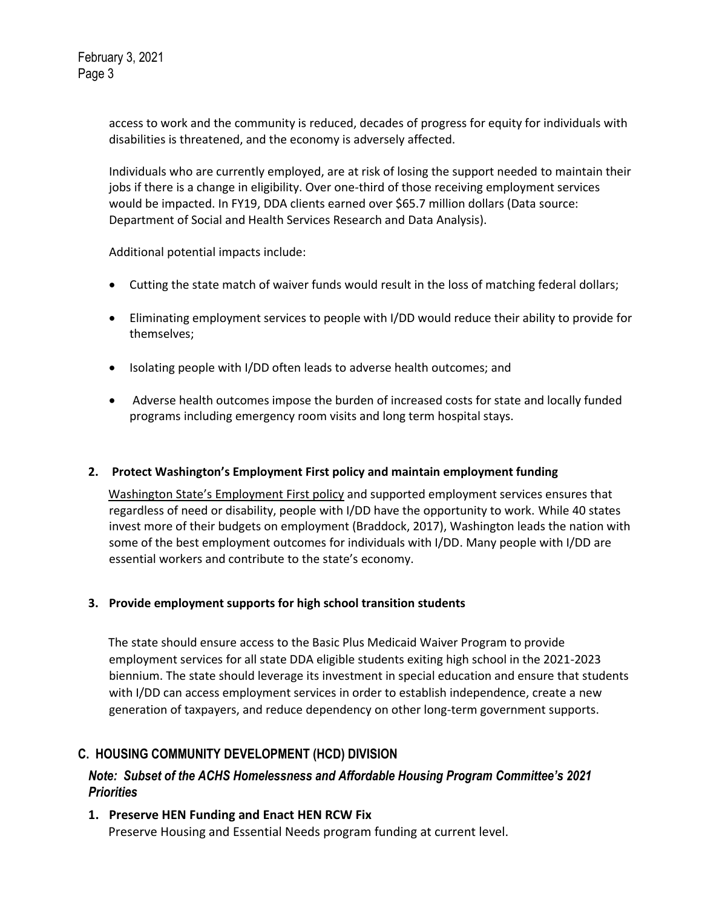access to work and the community is reduced, decades of progress for equity for individuals with disabilities is threatened, and the economy is adversely affected.

Individuals who are currently employed, are at risk of losing the support needed to maintain their jobs if there is a change in eligibility. Over one-third of those receiving employment services would be impacted. In FY19, DDA clients earned over $65.7 million dollars (Data source: Department of Social and Health Services Research and Data Analysis).

Additional potential impacts include:

- Cutting the state match of waiver funds would result in the loss of matching federal dollars;
- Eliminating employment services to people with I/DD would reduce their ability to provide for themselves;
- Isolating people with I/DD often leads to adverse health outcomes; and
- Adverse health outcomes impose the burden of increased costs for state and locally funded programs including emergency room visits and long term hospital stays.

**2. Protect Washington's Employment First policy and maintain employment funding**

Washington State's Employment First policy and supported employment services ensures that regardless of need or disability, people with I/DD have the opportunity to work. While 40 states invest more of their budgets on employment (Braddock, 2017), Washington leads the nation with some of the best employment outcomes for individuals with I/DD. Many people with I/DD are essential workers and contribute to the state's economy.

**3. Provide employment supports for high school transition students**

The state should ensure access to the Basic Plus Medicaid Waiver Program to provide employment services for all state DDA eligible students exiting high school in the 2021-2023 biennium. The state should leverage its investment in special education and ensure that students with I/DD can access employment services in order to establish independence, create a new generation of taxpayers, and reduce dependency on other long-term government supports.

## C. HOUSING COMMUNITY DEVELOPMENT (HCD) DIVISION

***Note: Subset of the ACHS Homelessness and Affordable Housing Program Committee's 2021 Priorities***

**1. Preserve HEN Funding and Enact HEN RCW Fix**

Preserve Housing and Essential Needs program funding at current level.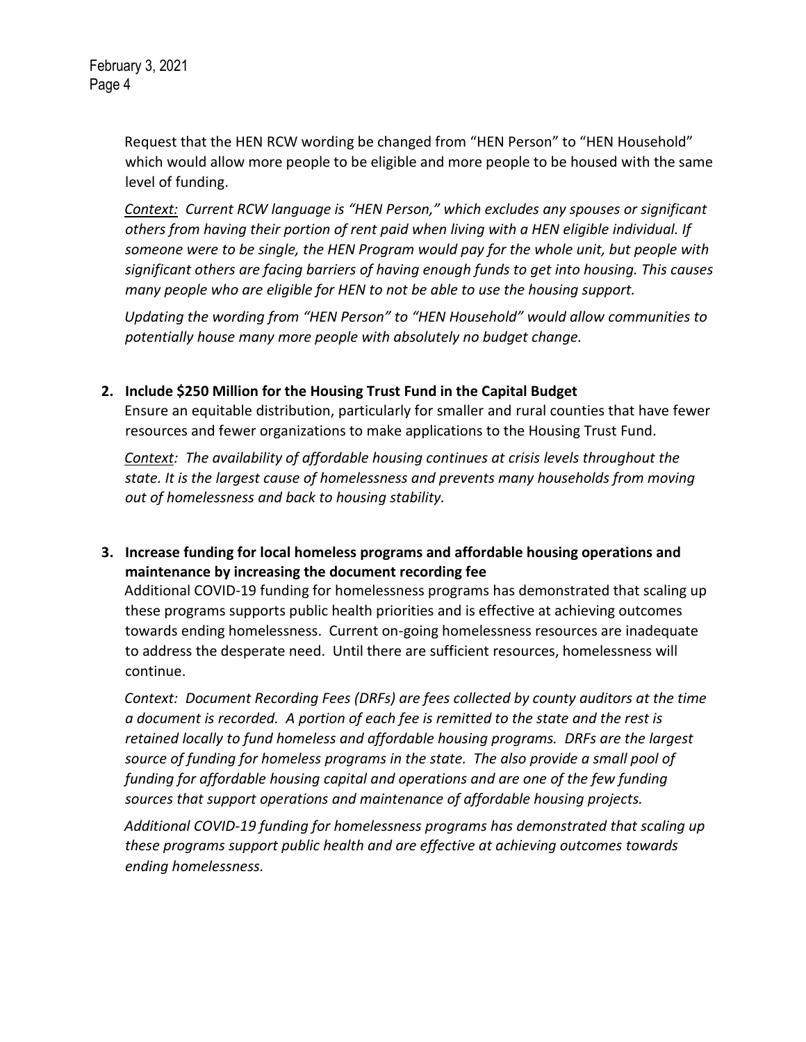Request that the HEN RCW wording be changed from "HEN Person" to "HEN Household" which would allow more people to be eligible and more people to be housed with the same level of funding.

*Context: Current RCW language is "HEN Person," which excludes any spouses or significant others from having their portion of rent paid when living with a HEN eligible individual. If someone were to be single, the HEN Program would pay for the whole unit, but people with significant others are facing barriers of having enough funds to get into housing. This causes many people who are eligible for HEN to not be able to use the housing support.*

*Updating the wording from "HEN Person" to "HEN Household" would allow communities to potentially house many more people with absolutely no budget change.*

2. **Include $250 Million for the Housing Trust Fund in the Capital Budget**
   Ensure an equitable distribution, particularly for smaller and rural counties that have fewer resources and fewer organizations to make applications to the Housing Trust Fund.

   *Context: The availability of affordable housing continues at crisis levels throughout the state. It is the largest cause of homelessness and prevents many households from moving out of homelessness and back to housing stability.*

3. **Increase funding for local homeless programs and affordable housing operations and maintenance by increasing the document recording fee**
   Additional COVID-19 funding for homelessness programs has demonstrated that scaling up these programs supports public health priorities and is effective at achieving outcomes towards ending homelessness. Current on-going homelessness resources are inadequate to address the desperate need. Until there are sufficient resources, homelessness will continue.

   *Context: Document Recording Fees (DRFs) are fees collected by county auditors at the time a document is recorded. A portion of each fee is remitted to the state and the rest is retained locally to fund homeless and affordable housing programs. DRFs are the largest source of funding for homeless programs in the state. The also provide a small pool of funding for affordable housing capital and operations and are one of the few funding sources that support operations and maintenance of affordable housing projects.*

   *Additional COVID-19 funding for homelessness programs has demonstrated that scaling up these programs support public health and are effective at achieving outcomes towards ending homelessness.*